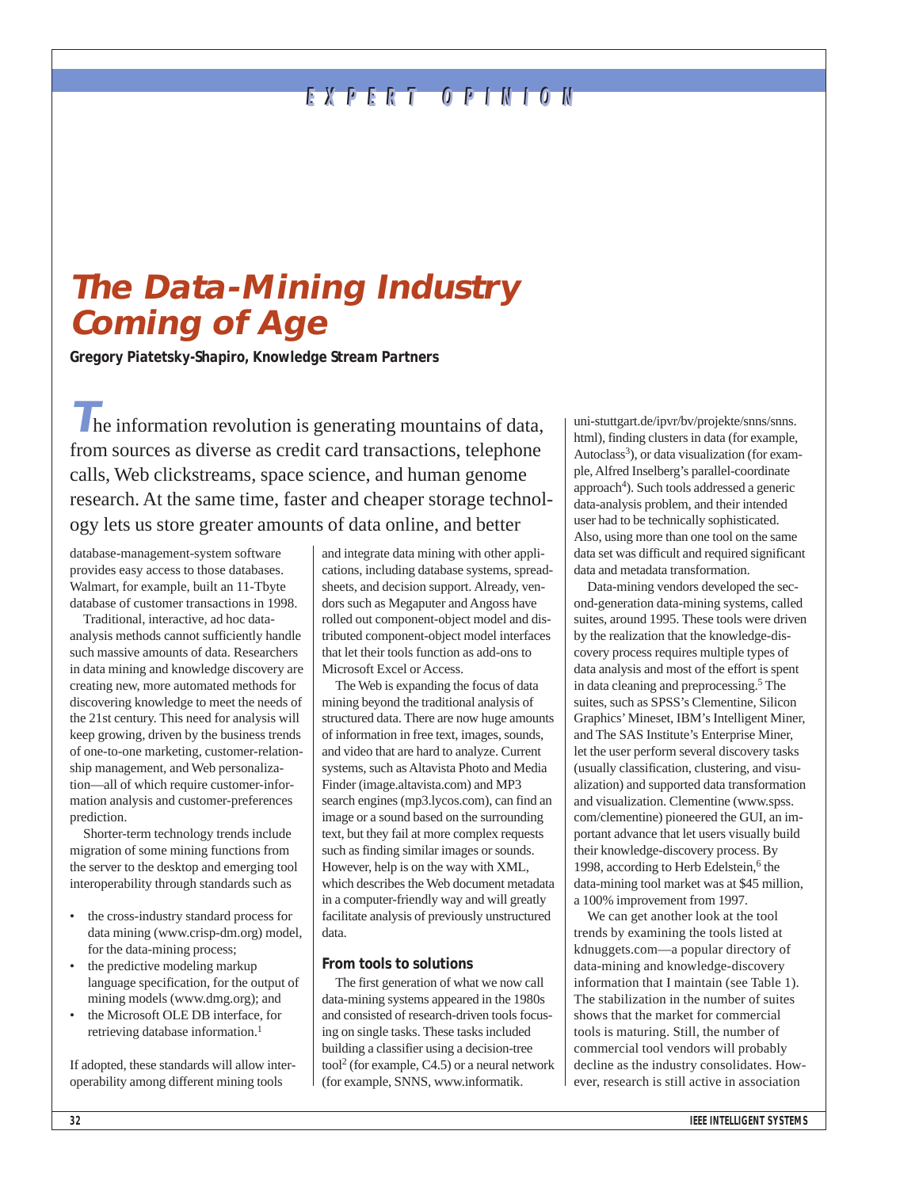EXPERT OPINION

# The Data-Mining Industry Coming of Age

**Gregory Piatetsky-Shapiro, Knowledge Stream Partners**

The information revolution is generating mountains of data, from sources as diverse as credit card transactions, telephone calls, Web clickstreams, space science, and human genome research. At the same time, faster and cheaper storage technology lets us store greater amounts of data online, and better database-management-system software provides easy access to those databases. Walmart, for example, built an 11-Tbyte database of customer transactions in 1998.

Traditional, interactive, ad hoc data-analysis methods cannot sufficiently handle such massive amounts of data. Researchers in data mining and knowledge discovery are creating new, more automated methods for discovering knowledge to meet the needs of the 21st century. This need for analysis will keep growing, driven by the business trends of one-to-one marketing, customer-relationship management, and Web personalization—all of which require customer-information analysis and customer-preferences prediction.

Shorter-term technology trends include migration of some mining functions from the server to the desktop and emerging tool interoperability through standards such as

- the cross-industry standard process for data mining (www.crisp-dm.org) model, for the data-mining process;
- the predictive modeling markup language specification, for the output of mining models (www.dmg.org); and
- the Microsoft OLE DB interface, for retrieving database information.[1]

If adopted, these standards will allow interoperability among different mining tools and integrate data mining with other applications, including database systems, spreadsheets, and decision support. Already, vendors such as Megaputer and Angoss have rolled out component-object model and distributed component-object model interfaces that let their tools function as add-ons to Microsoft Excel or Access.

The Web is expanding the focus of data mining beyond the traditional analysis of structured data. There are now huge amounts of information in free text, images, sounds, and video that are hard to analyze. Current systems, such as Altavista Photo and Media Finder (image.altavista.com) and MP3 search engines (mp3.lycos.com), can find an image or a sound based on the surrounding text, but they fail at more complex requests such as finding similar images or sounds. However, help is on the way with XML, which describes the Web document metadata in a computer-friendly way and will greatly facilitate analysis of previously unstructured data.

### From tools to solutions

The first generation of what we now call data-mining systems appeared in the 1980s and consisted of research-driven tools focusing on single tasks. These tasks included building a classifier using a decision-tree tool[2] (for example, C4.5) or a neural network (for example, SNNS, www.informatik.uni-stuttgart.de/ipvr/bv/projekte/snns/snns.html), finding clusters in data (for example, Autoclass[3]), or data visualization (for example, Alfred Inselberg's parallel-coordinate approach[4]). Such tools addressed a generic data-analysis problem, and their intended user had to be technically sophisticated. Also, using more than one tool on the same data set was difficult and required significant data and metadata transformation.

Data-mining vendors developed the second-generation data-mining systems, called suites, around 1995. These tools were driven by the realization that the knowledge-discovery process requires multiple types of data analysis and most of the effort is spent in data cleaning and preprocessing.[5] The suites, such as SPSS's Clementine, Silicon Graphics' Mineset, IBM's Intelligent Miner, and The SAS Institute's Enterprise Miner, let the user perform several discovery tasks (usually classification, clustering, and visualization) and supported data transformation and visualization. Clementine (www.spss.com/clementine) pioneered the GUI, an important advance that let users visually build their knowledge-discovery process. By 1998, according to Herb Edelstein,[6] the data-mining tool market was at \$45 million, a 100% improvement from 1997.

We can get another look at the tool trends by examining the tools listed at kdnuggets.com—a popular directory of data-mining and knowledge-discovery information that I maintain (see Table 1). The stabilization in the number of suites shows that the market for commercial tools is maturing. Still, the number of commercial tool vendors will probably decline as the industry consolidates. However, research is still active in association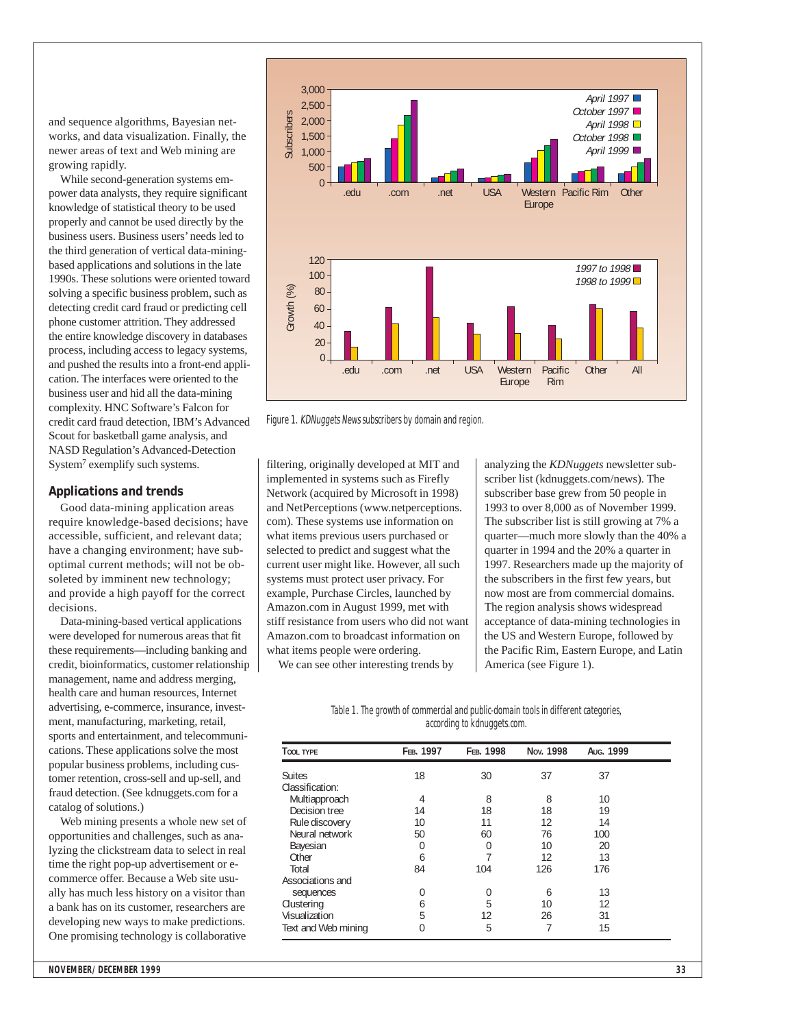and sequence algorithms, Bayesian networks, and data visualization. Finally, the newer areas of text and Web mining are growing rapidly.

While second-generation systems empower data analysts, they require significant knowledge of statistical theory to be used properly and cannot be used directly by the business users. Business users' needs led to the third generation of vertical data-mining-based applications and solutions in the late 1990s. These solutions were oriented toward solving a specific business problem, such as detecting credit card fraud or predicting cell phone customer attrition. They addressed the entire knowledge discovery in databases process, including access to legacy systems, and pushed the results into a front-end application. The interfaces were oriented to the business user and hid all the data-mining complexity. HNC Software's Falcon for credit card fraud detection, IBM's Advanced Scout for basketball game analysis, and NASD Regulation's Advanced-Detection System[7] exemplify such systems.

## Applications and trends

Good data-mining application areas require knowledge-based decisions; have accessible, sufficient, and relevant data; have a changing environment; have suboptimal current methods; will not be obsoleted by imminent new technology; and provide a high payoff for the correct decisions.

Data-mining-based vertical applications were developed for numerous areas that fit these requirements—including banking and credit, bioinformatics, customer relationship management, name and address merging, health care and human resources, Internet advertising, e-commerce, insurance, investment, manufacturing, marketing, retail, sports and entertainment, and telecommunications. These applications solve the most popular business problems, including customer retention, cross-sell and up-sell, and fraud detection. (See kdnuggets.com for a catalog of solutions.)

Web mining presents a whole new set of opportunities and challenges, such as analyzing the clickstream data to select in real time the right pop-up advertisement or e-commerce offer. Because a Web site usually has much less history on a visitor than a bank has on its customer, researchers are developing new ways to make predictions. One promising technology is collaborative filtering, originally developed at MIT and implemented in systems such as Firefly Network (acquired by Microsoft in 1998) and NetPerceptions (www.netperceptions.com). These systems use information on what items previous users purchased or selected to predict and suggest what the current user might like. However, all such systems must protect user privacy. For example, Purchase Circles, launched by Amazon.com in August 1999, met with stiff resistance from users who did not want Amazon.com to broadcast information on what items people were ordering.

We can see other interesting trends by analyzing the *KDNuggets* newsletter subscriber list (kdnuggets.com/news). The subscriber base grew from 50 people in 1993 to over 8,000 as of November 1999. The subscriber list is still growing at 7% a quarter—much more slowly than the 40% a quarter in 1994 and the 20% a quarter in 1997. Researchers made up the majority of the subscribers in the first few years, but now most are from commercial domains. The region analysis shows widespread acceptance of data-mining technologies in the US and Western Europe, followed by the Pacific Rim, Eastern Europe, and Latin America (see Figure 1).

Figure 1. *KDNuggets News* subscribers by domain and region.

Table 1. The growth of commercial and public-domain tools in different categories, according to kdnuggets.com.

| Tool type | Feb. 1997 | Feb. 1998 | Nov. 1998 | Aug. 1999 |
|---|---|---|---|---|
| Suites | 18 | 30 | 37 | 37 |
| Classification: | | | | |
| Multiapproach | 4 | 8 | 8 | 10 |
| Decision tree | 14 | 18 | 18 | 19 |
| Rule discovery | 10 | 11 | 12 | 14 |
| Neural network | 50 | 60 | 76 | 100 |
| Bayesian | 0 | 0 | 10 | 20 |
| Other | 6 | 7 | 12 | 13 |
| Total | 84 | 104 | 126 | 176 |
| Associations and sequences | 0 | 0 | 6 | 13 |
| Clustering | 6 | 5 | 10 | 12 |
| Visualization | 5 | 12 | 26 | 31 |
| Text and Web mining | 0 | 5 | 7 | 15 |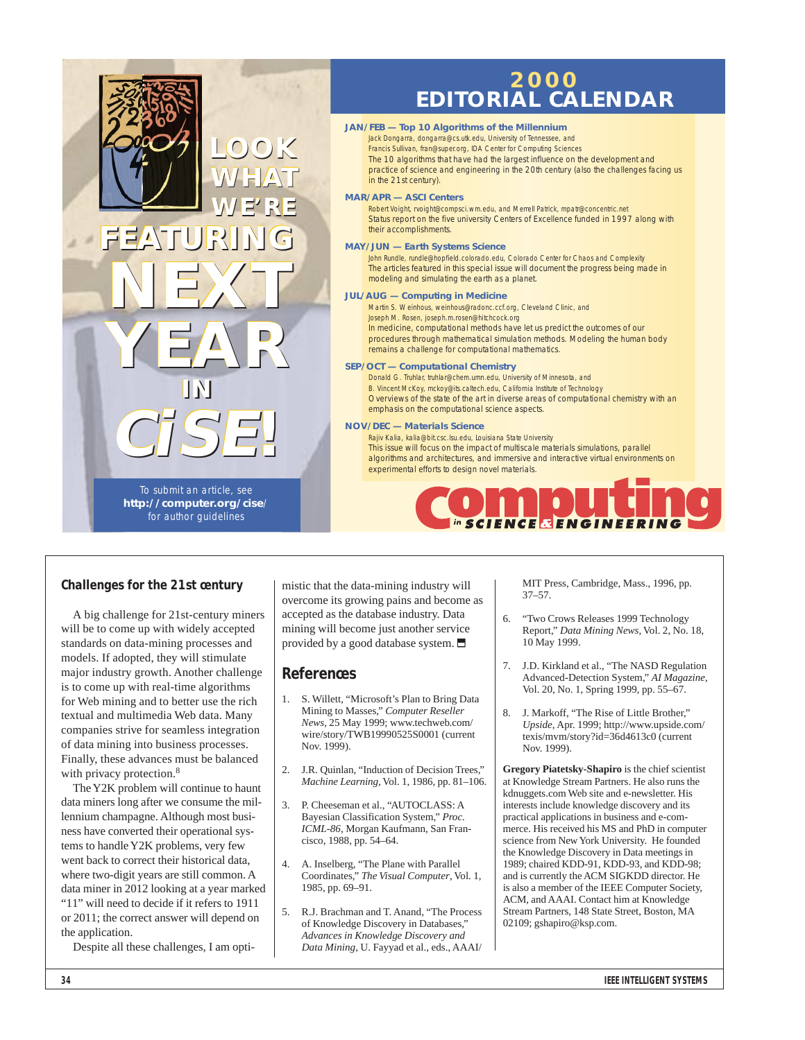LOOK WHAT WE'RE FEATURING NEXT YEAR IN CiSE!

To submit an article, see **http://computer.org/cise/** for author guidelines

## 2000 EDITORIAL CALENDAR

**JAN/FEB — Top 10 Algorithms of the Millennium**
Jack Dongarra, dongarra@cs.utk.edu, University of Tennessee, and
Francis Sullivan, fran@super.org, IDA Center for Computing Sciences
The 10 algorithms that have had the largest influence on the development and practice of science and engineering in the 20th century (also the challenges facing us in the 21st century).

**MAR/APR — ASCI Centers**
Robert Voight, rvoight@compsci.wm.edu, and Merrell Patrick, mpatr@concentric.net
Status report on the five university Centers of Excellence funded in 1997 along with their accomplishments.

**MAY/JUN — Earth Systems Science**
John Rundle, rundle@hopfield.colorado.edu, Colorado Center for Chaos and Complexity
The articles featured in this special issue will document the progress being made in modeling and simulating the earth as a planet.

**JUL/AUG — Computing in Medicine**
Martin S. Weinhous, weinhous@radonc.ccf.org, Cleveland Clinic, and
Joseph M. Rosen, joseph.m.rosen@hitchcock.org
In medicine, computational methods have let us predict the outcomes of our procedures through mathematical simulation methods. Modeling the human body remains a challenge for computational mathematics.

**SEP/OCT — Computational Chemistry**
Donald G. Truhlar, truhlar@chem.umn.edu, University of Minnesota, and
B. Vincent McKoy, mckoy@its.caltech.edu, California Institute of Technology
Overviews of the state of the art in diverse areas of computational chemistry with an emphasis on the computational science aspects.

**NOV/DEC — Materials Science**
Rajiv Kalia, kalia@bit.csc.lsu.edu, Louisiana State University
This issue will focus on the impact of multiscale materials simulations, parallel algorithms and architectures, and immersive and interactive virtual environments on experimental efforts to design novel materials.

computing in SCIENCE & ENGINEERING

---

### Challenges for the 21st century

A big challenge for 21st-century miners will be to come up with widely accepted standards on data-mining processes and models. If adopted, they will stimulate major industry growth. Another challenge is to come up with real-time algorithms for Web mining and to better use the rich textual and multimedia Web data. Many companies strive for seamless integration of data mining into business processes. Finally, these advances must be balanced with privacy protection.[8]

The Y2K problem will continue to haunt data miners long after we consume the millennium champagne. Although most business have converted their operational systems to handle Y2K problems, very few went back to correct their historical data, where two-digit years are still common. A data miner in 2012 looking at a year marked "11" will need to decide if it refers to 1911 or 2011; the correct answer will depend on the application.

Despite all these challenges, I am optimistic that the data-mining industry will overcome its growing pains and become as accepted as the database industry. Data mining will become just another service provided by a good database system.

## References

1. S. Willett, "Microsoft's Plan to Bring Data Mining to Masses," *Computer Reseller News*, 25 May 1999; www.techweb.com/wire/story/TWB19990525S0001 (current Nov. 1999).
2. J.R. Quinlan, "Induction of Decision Trees," *Machine Learning*, Vol. 1, 1986, pp. 81–106.
3. P. Cheeseman et al., "AUTOCLASS: A Bayesian Classification System," *Proc. ICML-86*, Morgan Kaufmann, San Francisco, 1988, pp. 54–64.
4. A. Inselberg, "The Plane with Parallel Coordinates," *The Visual Computer*, Vol. 1, 1985, pp. 69–91.
5. R.J. Brachman and T. Anand, "The Process of Knowledge Discovery in Databases," *Advances in Knowledge Discovery and Data Mining*, U. Fayyad et al., eds., AAAI/MIT Press, Cambridge, Mass., 1996, pp. 37–57.
6. "Two Crows Releases 1999 Technology Report," *Data Mining News*, Vol. 2, No. 18, 10 May 1999.
7. J.D. Kirkland et al., "The NASD Regulation Advanced-Detection System," *AI Magazine*, Vol. 20, No. 1, Spring 1999, pp. 55–67.
8. J. Markoff, "The Rise of Little Brother," *Upside*, Apr. 1999; http://www.upside.com/texis/mvm/story?id=36d4613c0 (current Nov. 1999).

**Gregory Piatetsky-Shapiro** is the chief scientist at Knowledge Stream Partners. He also runs the kdnuggets.com Web site and e-newsletter. His interests include knowledge discovery and its practical applications in business and e-commerce. His received his MS and PhD in computer science from New York University. He founded the Knowledge Discovery in Data meetings in 1989; chaired KDD-91, KDD-93, and KDD-98; and is currently the ACM SIGKDD director. He is also a member of the IEEE Computer Society, ACM, and AAAI. Contact him at Knowledge Stream Partners, 148 State Street, Boston, MA 02109; gshapiro@ksp.com.